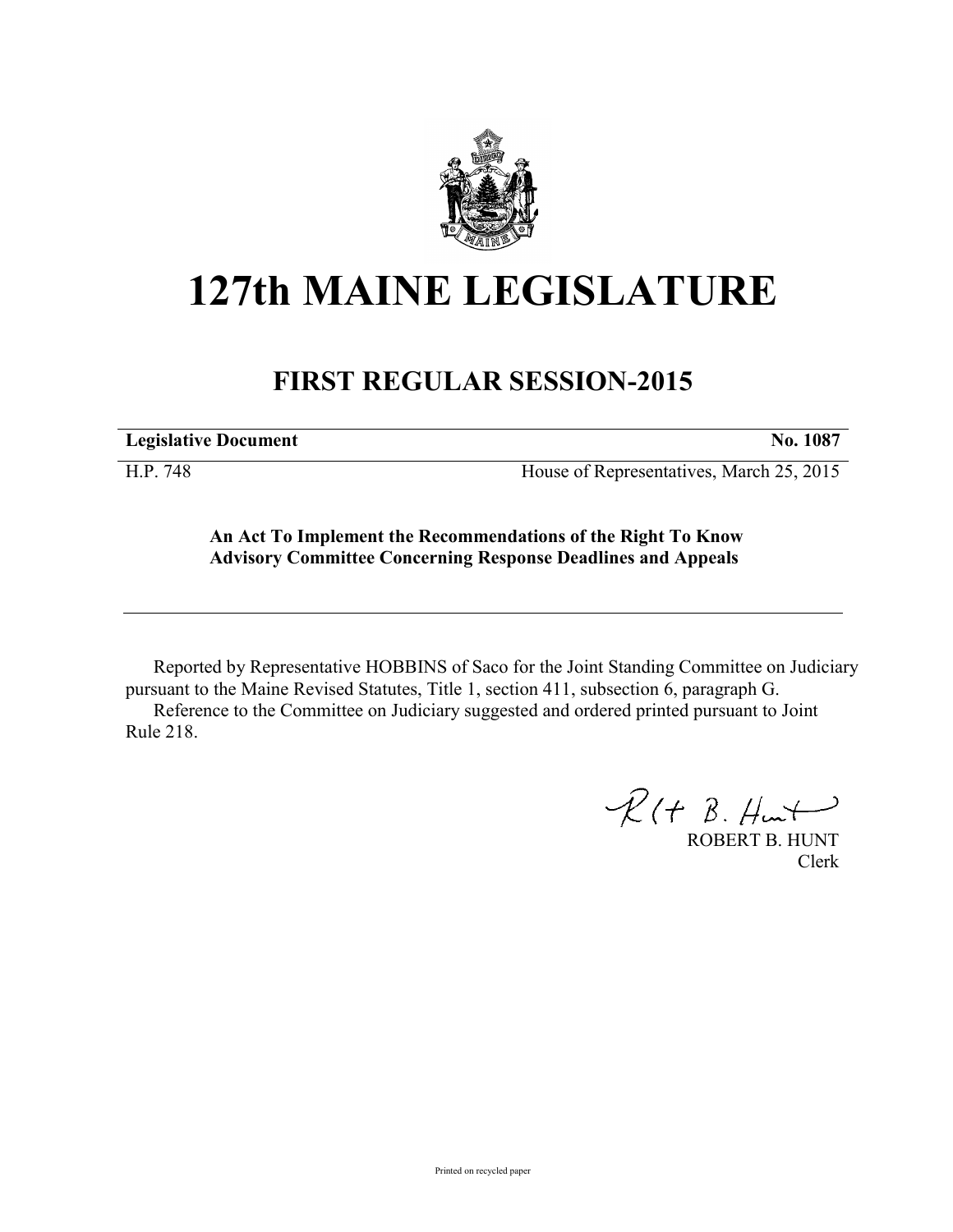# 127th MAINE LEGISLATURE

## FIRST REGULAR SESSION-2015

| **Legislative Document** | **No. 1087** |
|---|---|
| H.P. 748 | House of Representatives, March 25, 2015 |

**An Act To Implement the Recommendations of the Right To Know Advisory Committee Concerning Response Deadlines and Appeals**

---

Reported by Representative HOBBINS of Saco for the Joint Standing Committee on Judiciary pursuant to the Maine Revised Statutes, Title 1, section 411, subsection 6, paragraph G.

Reference to the Committee on Judiciary suggested and ordered printed pursuant to Joint Rule 218.

ROBERT B. HUNT
Clerk

Printed on recycled paper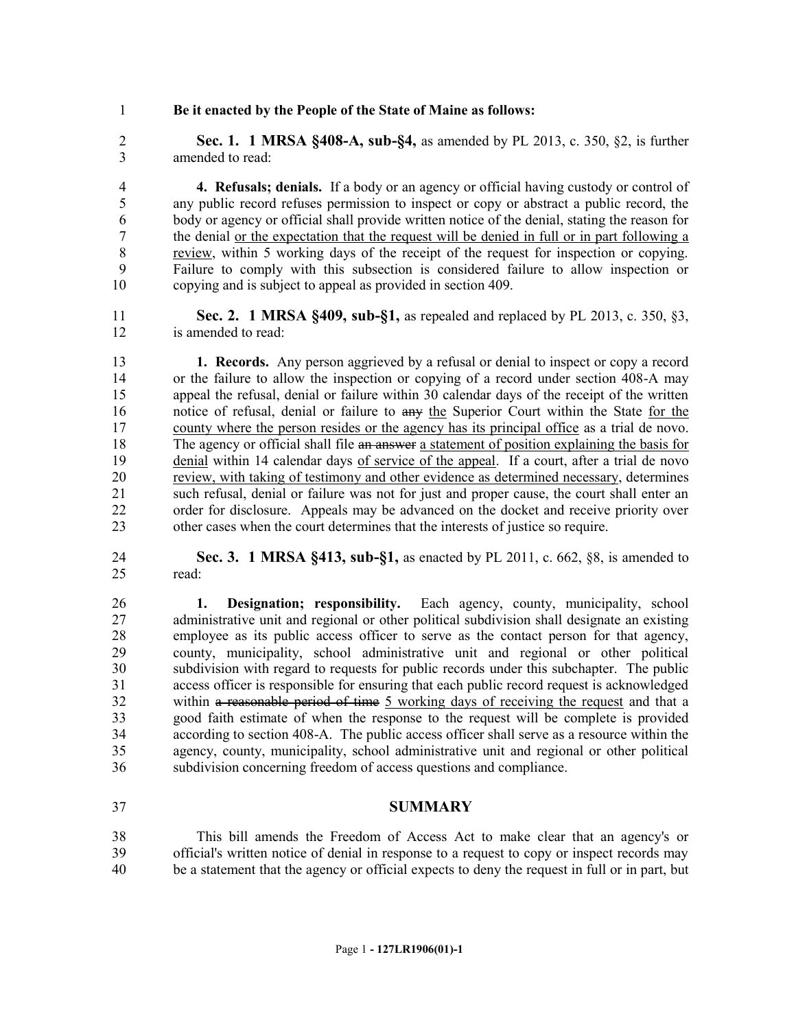**Be it enacted by the People of the State of Maine as follows:**

**Sec. 1. 1 MRSA §408-A, sub-§4,** as amended by PL 2013, c. 350, §2, is further amended to read:

**4. Refusals; denials.** If a body or an agency or official having custody or control of any public record refuses permission to inspect or copy or abstract a public record, the body or agency or official shall provide written notice of the denial, stating the reason for the denial <u>or the expectation that the request will be denied in full or in part following a review</u>, within 5 working days of the receipt of the request for inspection or copying. Failure to comply with this subsection is considered failure to allow inspection or copying and is subject to appeal as provided in section 409.

**Sec. 2. 1 MRSA §409, sub-§1,** as repealed and replaced by PL 2013, c. 350, §3, is amended to read:

**1. Records.** Any person aggrieved by a refusal or denial to inspect or copy a record or the failure to allow the inspection or copying of a record under section 408-A may appeal the refusal, denial or failure within 30 calendar days of the receipt of the written notice of refusal, denial or failure to ~~any~~ <u>the</u> Superior Court within the State <u>for the county where the person resides or the agency has its principal office</u> as a trial de novo. The agency or official shall file ~~an answer~~ <u>a statement of position explaining the basis for denial</u> within 14 calendar days <u>of service of the appeal</u>. If a court, after a trial de novo <u>review, with taking of testimony and other evidence as determined necessary</u>, determines such refusal, denial or failure was not for just and proper cause, the court shall enter an order for disclosure. Appeals may be advanced on the docket and receive priority over other cases when the court determines that the interests of justice so require.

**Sec. 3. 1 MRSA §413, sub-§1,** as enacted by PL 2011, c. 662, §8, is amended to read:

**1. Designation; responsibility.** Each agency, county, municipality, school administrative unit and regional or other political subdivision shall designate an existing employee as its public access officer to serve as the contact person for that agency, county, municipality, school administrative unit and regional or other political subdivision with regard to requests for public records under this subchapter. The public access officer is responsible for ensuring that each public record request is acknowledged within ~~a reasonable period of time~~ <u>5 working days of receiving the request</u> and that a good faith estimate of when the response to the request will be complete is provided according to section 408-A. The public access officer shall serve as a resource within the agency, county, municipality, school administrative unit and regional or other political subdivision concerning freedom of access questions and compliance.

## SUMMARY

This bill amends the Freedom of Access Act to make clear that an agency's or official's written notice of denial in response to a request to copy or inspect records may be a statement that the agency or official expects to deny the request in full or in part, but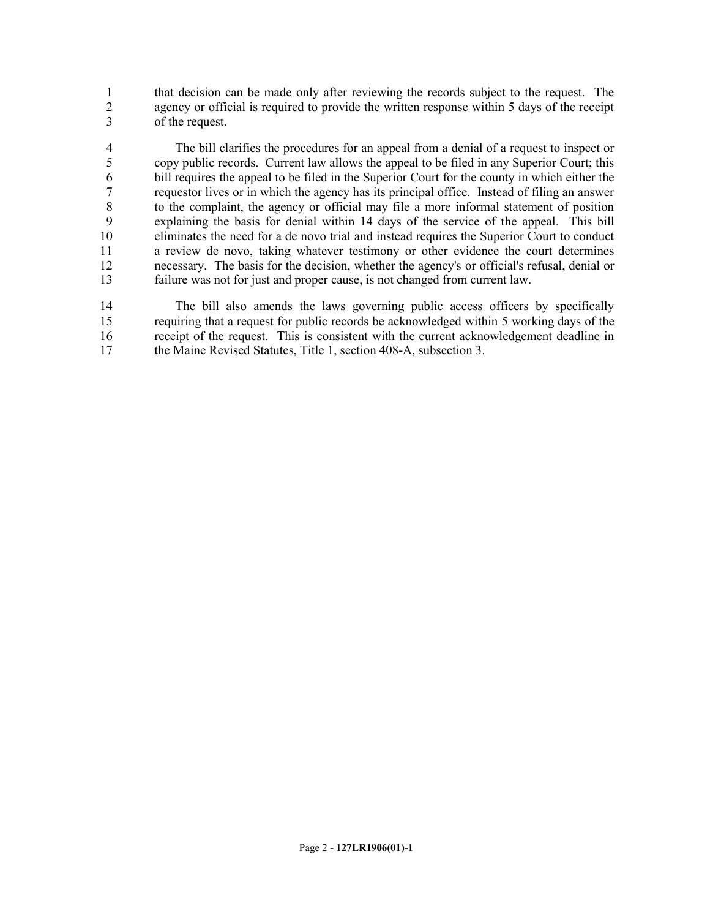that decision can be made only after reviewing the records subject to the request. The agency or official is required to provide the written response within 5 days of the receipt of the request.

The bill clarifies the procedures for an appeal from a denial of a request to inspect or copy public records. Current law allows the appeal to be filed in any Superior Court; this bill requires the appeal to be filed in the Superior Court for the county in which either the requestor lives or in which the agency has its principal office. Instead of filing an answer to the complaint, the agency or official may file a more informal statement of position explaining the basis for denial within 14 days of the service of the appeal. This bill eliminates the need for a de novo trial and instead requires the Superior Court to conduct a review de novo, taking whatever testimony or other evidence the court determines necessary. The basis for the decision, whether the agency's or official's refusal, denial or failure was not for just and proper cause, is not changed from current law.

The bill also amends the laws governing public access officers by specifically requiring that a request for public records be acknowledged within 5 working days of the receipt of the request. This is consistent with the current acknowledgement deadline in the Maine Revised Statutes, Title 1, section 408-A, subsection 3.